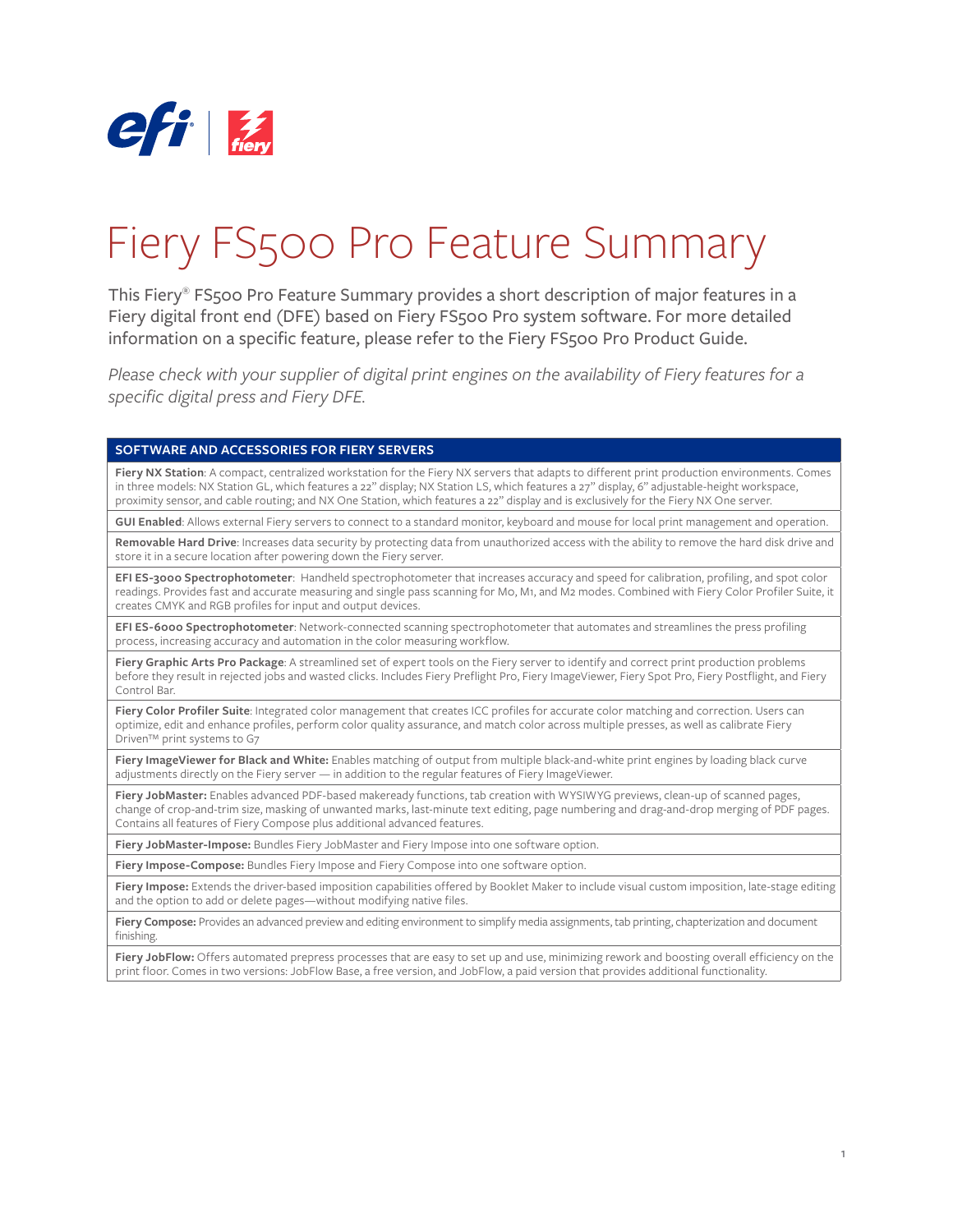# Fiery FS500 Pro Feature Summary

This Fiery® FS500 Pro Feature Summary provides a short description of major features in a Fiery digital front end (DFE) based on Fiery FS500 Pro system software. For more detailed information on a specific feature, please refer to the Fiery FS500 Pro Product Guide.

*Please check with your supplier of digital print engines on the availability of Fiery features for a specific digital press and Fiery DFE.*

| SOFTWARE AND ACCESSORIES FOR FIERY SERVERS |
| --- |
| **Fiery NX Station**: A compact, centralized workstation for the Fiery NX servers that adapts to different print production environments. Comes in three models: NX Station GL, which features a 22" display; NX Station LS, which features a 27" display, 6" adjustable-height workspace, proximity sensor, and cable routing; and NX One Station, which features a 22" display and is exclusively for the Fiery NX One server. |
| **GUI Enabled**: Allows external Fiery servers to connect to a standard monitor, keyboard and mouse for local print management and operation. |
| **Removable Hard Drive**: Increases data security by protecting data from unauthorized access with the ability to remove the hard disk drive and store it in a secure location after powering down the Fiery server. |
| **EFI ES-3000 Spectrophotometer**: Handheld spectrophotometer that increases accuracy and speed for calibration, profiling, and spot color readings. Provides fast and accurate measuring and single pass scanning for M0, M1, and M2 modes. Combined with Fiery Color Profiler Suite, it creates CMYK and RGB profiles for input and output devices. |
| **EFI ES-6000 Spectrophotometer**: Network-connected scanning spectrophotometer that automates and streamlines the press profiling process, increasing accuracy and automation in the color measuring workflow. |
| **Fiery Graphic Arts Pro Package**: A streamlined set of expert tools on the Fiery server to identify and correct print production problems before they result in rejected jobs and wasted clicks. Includes Fiery Preflight Pro, Fiery ImageViewer, Fiery Spot Pro, Fiery Postflight, and Fiery Control Bar. |
| **Fiery Color Profiler Suite**: Integrated color management that creates ICC profiles for accurate color matching and correction. Users can optimize, edit and enhance profiles, perform color quality assurance, and match color across multiple presses, as well as calibrate Fiery Driven™ print systems to G7 |
| **Fiery ImageViewer for Black and White:** Enables matching of output from multiple black-and-white print engines by loading black curve adjustments directly on the Fiery server — in addition to the regular features of Fiery ImageViewer. |
| **Fiery JobMaster:** Enables advanced PDF-based makeready functions, tab creation with WYSIWYG previews, clean-up of scanned pages, change of crop-and-trim size, masking of unwanted marks, last-minute text editing, page numbering and drag-and-drop merging of PDF pages. Contains all features of Fiery Compose plus additional advanced features. |
| **Fiery JobMaster-Impose:** Bundles Fiery JobMaster and Fiery Impose into one software option. |
| **Fiery Impose-Compose:** Bundles Fiery Impose and Fiery Compose into one software option. |
| **Fiery Impose:** Extends the driver-based imposition capabilities offered by Booklet Maker to include visual custom imposition, late-stage editing and the option to add or delete pages—without modifying native files. |
| **Fiery Compose:** Provides an advanced preview and editing environment to simplify media assignments, tab printing, chapterization and document finishing. |
| **Fiery JobFlow:** Offers automated prepress processes that are easy to set up and use, minimizing rework and boosting overall efficiency on the print floor. Comes in two versions: JobFlow Base, a free version, and JobFlow, a paid version that provides additional functionality. |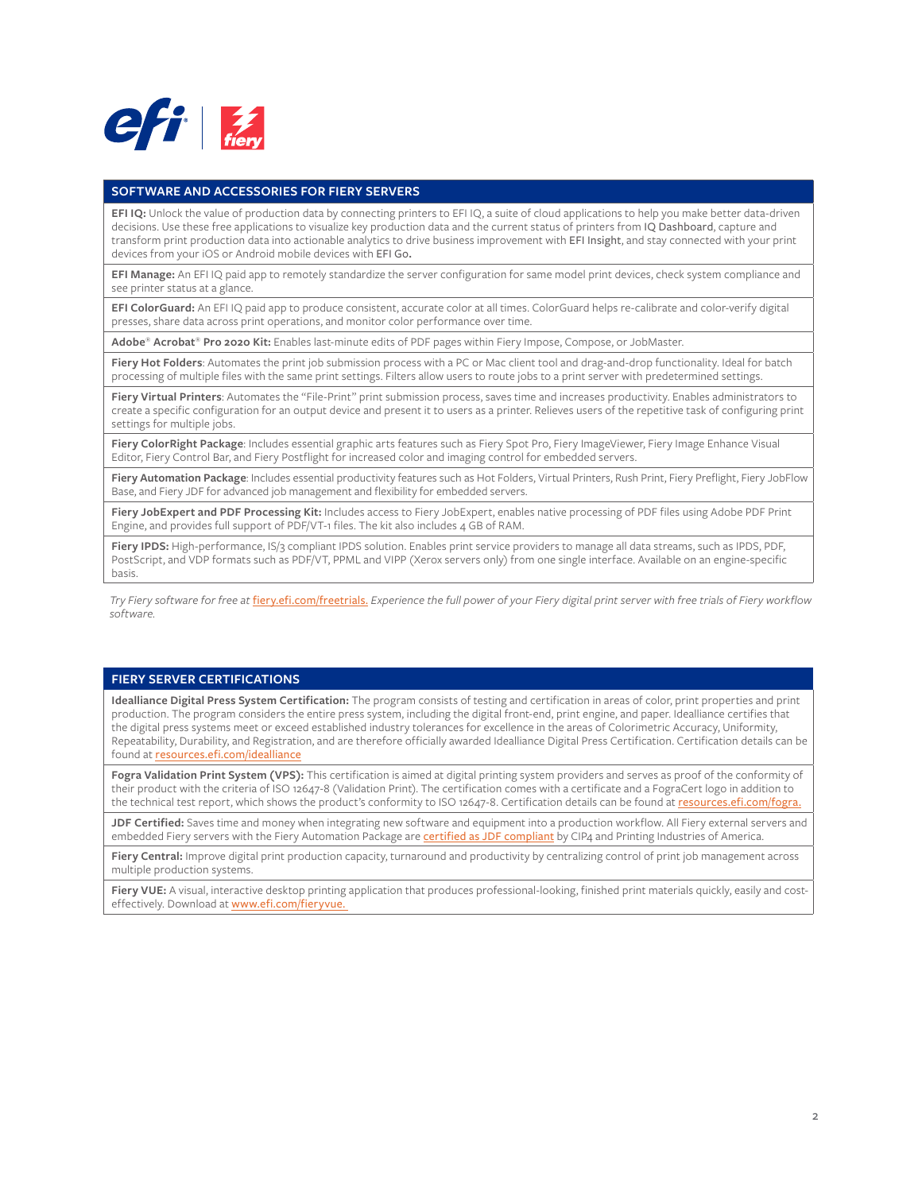## SOFTWARE AND ACCESSORIES FOR FIERY SERVERS

**EFI IQ:** Unlock the value of production data by connecting printers to EFI IQ, a suite of cloud applications to help you make better data-driven decisions. Use these free applications to visualize key production data and the current status of printers from IQ Dashboard, capture and transform print production data into actionable analytics to drive business improvement with EFI Insight, and stay connected with your print devices from your iOS or Android mobile devices with EFI Go.

**EFI Manage:** An EFI IQ paid app to remotely standardize the server configuration for same model print devices, check system compliance and see printer status at a glance.

**EFI ColorGuard:** An EFI IQ paid app to produce consistent, accurate color at all times. ColorGuard helps re-calibrate and color-verify digital presses, share data across print operations, and monitor color performance over time.

**Adobe® Acrobat® Pro 2020 Kit:** Enables last-minute edits of PDF pages within Fiery Impose, Compose, or JobMaster.

**Fiery Hot Folders**: Automates the print job submission process with a PC or Mac client tool and drag-and-drop functionality. Ideal for batch processing of multiple files with the same print settings. Filters allow users to route jobs to a print server with predetermined settings.

**Fiery Virtual Printers**: Automates the "File-Print" print submission process, saves time and increases productivity. Enables administrators to create a specific configuration for an output device and present it to users as a printer. Relieves users of the repetitive task of configuring print settings for multiple jobs.

**Fiery ColorRight Package**: Includes essential graphic arts features such as Fiery Spot Pro, Fiery ImageViewer, Fiery Image Enhance Visual Editor, Fiery Control Bar, and Fiery Postflight for increased color and imaging control for embedded servers.

**Fiery Automation Package**: Includes essential productivity features such as Hot Folders, Virtual Printers, Rush Print, Fiery Preflight, Fiery JobFlow Base, and Fiery JDF for advanced job management and flexibility for embedded servers.

**Fiery JobExpert and PDF Processing Kit:** Includes access to Fiery JobExpert, enables native processing of PDF files using Adobe PDF Print Engine, and provides full support of PDF/VT-1 files. The kit also includes 4 GB of RAM.

**Fiery IPDS:** High-performance, IS/3 compliant IPDS solution. Enables print service providers to manage all data streams, such as IPDS, PDF, PostScript, and VDP formats such as PDF/VT, PPML and VIPP (Xerox servers only) from one single interface. Available on an engine-specific basis.

*Try Fiery software for free at fiery.efi.com/freetrials. Experience the full power of your Fiery digital print server with free trials of Fiery workflow software.*

## FIERY SERVER CERTIFICATIONS

**Idealliance Digital Press System Certification:** The program consists of testing and certification in areas of color, print properties and print production. The program considers the entire press system, including the digital front-end, print engine, and paper. Idealliance certifies that the digital press systems meet or exceed established industry tolerances for excellence in the areas of Colorimetric Accuracy, Uniformity, Repeatability, Durability, and Registration, and are therefore officially awarded Idealliance Digital Press Certification. Certification details can be found at resources.efi.com/idealliance

**Fogra Validation Print System (VPS):** This certification is aimed at digital printing system providers and serves as proof of the conformity of their product with the criteria of ISO 12647-8 (Validation Print). The certification comes with a certificate and a FograCert logo in addition to the technical test report, which shows the product's conformity to ISO 12647-8. Certification details can be found at resources.efi.com/fogra.

**JDF Certified:** Saves time and money when integrating new software and equipment into a production workflow. All Fiery external servers and embedded Fiery servers with the Fiery Automation Package are certified as JDF compliant by CIP4 and Printing Industries of America.

**Fiery Central:** Improve digital print production capacity, turnaround and productivity by centralizing control of print job management across multiple production systems.

**Fiery VUE:** A visual, interactive desktop printing application that produces professional-looking, finished print materials quickly, easily and cost-effectively. Download at www.efi.com/fieryvue.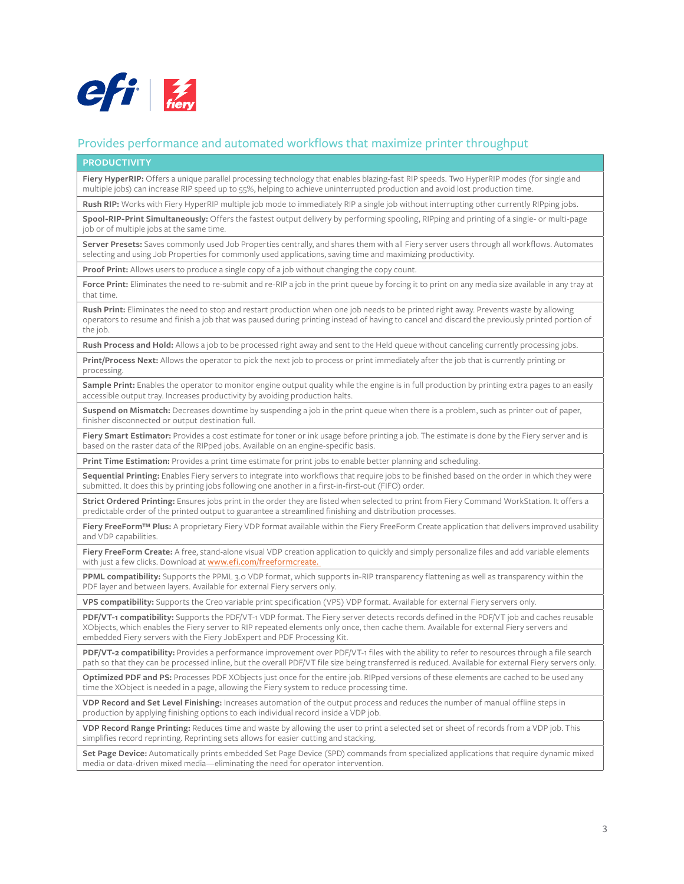## Provides performance and automated workflows that maximize printer throughput

| PRODUCTIVITY |
| --- |
| **Fiery HyperRIP:** Offers a unique parallel processing technology that enables blazing-fast RIP speeds. Two HyperRIP modes (for single and multiple jobs) can increase RIP speed up to 55%, helping to achieve uninterrupted production and avoid lost production time. |
| **Rush RIP:** Works with Fiery HyperRIP multiple job mode to immediately RIP a single job without interrupting other currently RIPping jobs. |
| **Spool-RIP-Print Simultaneously:** Offers the fastest output delivery by performing spooling, RIPping and printing of a single- or multi-page job or of multiple jobs at the same time. |
| **Server Presets:** Saves commonly used Job Properties centrally, and shares them with all Fiery server users through all workflows. Automates selecting and using Job Properties for commonly used applications, saving time and maximizing productivity. |
| **Proof Print:** Allows users to produce a single copy of a job without changing the copy count. |
| **Force Print:** Eliminates the need to re-submit and re-RIP a job in the print queue by forcing it to print on any media size available in any tray at that time. |
| **Rush Print:** Eliminates the need to stop and restart production when one job needs to be printed right away. Prevents waste by allowing operators to resume and finish a job that was paused during printing instead of having to cancel and discard the previously printed portion of the job. |
| **Rush Process and Hold:** Allows a job to be processed right away and sent to the Held queue without canceling currently processing jobs. |
| **Print/Process Next:** Allows the operator to pick the next job to process or print immediately after the job that is currently printing or processing. |
| **Sample Print:** Enables the operator to monitor engine output quality while the engine is in full production by printing extra pages to an easily accessible output tray. Increases productivity by avoiding production halts. |
| **Suspend on Mismatch:** Decreases downtime by suspending a job in the print queue when there is a problem, such as printer out of paper, finisher disconnected or output destination full. |
| **Fiery Smart Estimator:** Provides a cost estimate for toner or ink usage before printing a job. The estimate is done by the Fiery server and is based on the raster data of the RIPped jobs. Available on an engine-specific basis. |
| **Print Time Estimation:** Provides a print time estimate for print jobs to enable better planning and scheduling. |
| **Sequential Printing:** Enables Fiery servers to integrate into workflows that require jobs to be finished based on the order in which they were submitted. It does this by printing jobs following one another in a first-in-first-out (FIFO) order. |
| **Strict Ordered Printing:** Ensures jobs print in the order they are listed when selected to print from Fiery Command WorkStation. It offers a predictable order of the printed output to guarantee a streamlined finishing and distribution processes. |
| **Fiery FreeForm™ Plus:** A proprietary Fiery VDP format available within the Fiery FreeForm Create application that delivers improved usability and VDP capabilities. |
| **Fiery FreeForm Create:** A free, stand-alone visual VDP creation application to quickly and simply personalize files and add variable elements with just a few clicks. Download at www.efi.com/freeformcreate. |
| **PPML compatibility:** Supports the PPML 3.0 VDP format, which supports in-RIP transparency flattening as well as transparency within the PDF layer and between layers. Available for external Fiery servers only. |
| **VPS compatibility:** Supports the Creo variable print specification (VPS) VDP format. Available for external Fiery servers only. |
| **PDF/VT-1 compatibility:** Supports the PDF/VT-1 VDP format. The Fiery server detects records defined in the PDF/VT job and caches reusable XObjects, which enables the Fiery server to RIP repeated elements only once, then cache them. Available for external Fiery servers and embedded Fiery servers with the Fiery JobExpert and PDF Processing Kit. |
| **PDF/VT-2 compatibility:** Provides a performance improvement over PDF/VT-1 files with the ability to refer to resources through a file search path so that they can be processed inline, but the overall PDF/VT file size being transferred is reduced. Available for external Fiery servers only. |
| **Optimized PDF and PS:** Processes PDF XObjects just once for the entire job. RIPped versions of these elements are cached to be used any time the XObject is needed in a page, allowing the Fiery system to reduce processing time. |
| **VDP Record and Set Level Finishing:** Increases automation of the output process and reduces the number of manual offline steps in production by applying finishing options to each individual record inside a VDP job. |
| **VDP Record Range Printing:** Reduces time and waste by allowing the user to print a selected set or sheet of records from a VDP job. This simplifies record reprinting. Reprinting sets allows for easier cutting and stacking. |
| **Set Page Device:** Automatically prints embedded Set Page Device (SPD) commands from specialized applications that require dynamic mixed media or data-driven mixed media—eliminating the need for operator intervention. |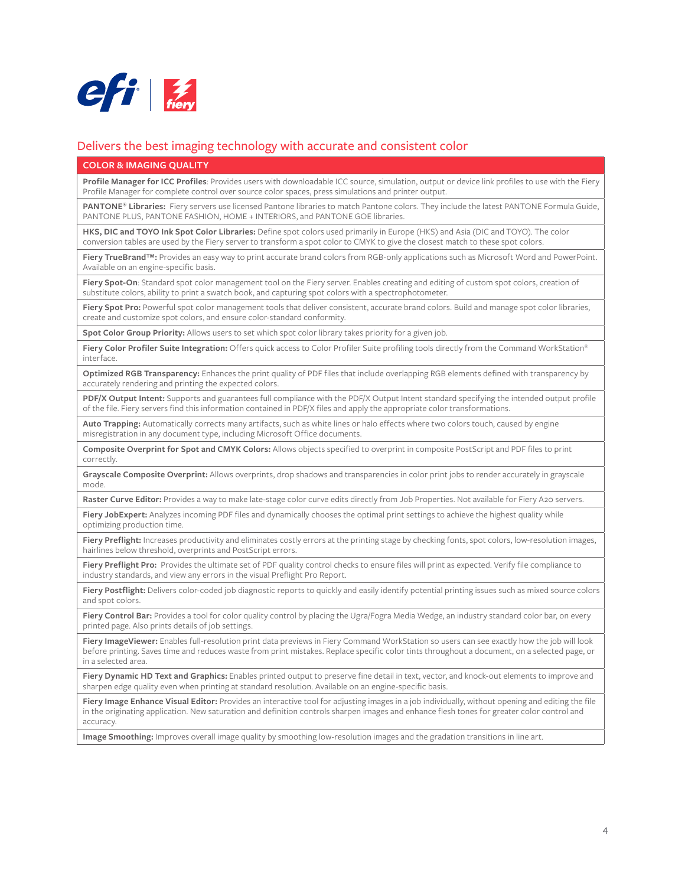## Delivers the best imaging technology with accurate and consistent color

| COLOR & IMAGING QUALITY |
|---|
| **Profile Manager for ICC Profiles**: Provides users with downloadable ICC source, simulation, output or device link profiles to use with the Fiery Profile Manager for complete control over source color spaces, press simulations and printer output. |
| **PANTONE® Libraries:** Fiery servers use licensed Pantone libraries to match Pantone colors. They include the latest PANTONE Formula Guide, PANTONE PLUS, PANTONE FASHION, HOME + INTERIORS, and PANTONE GOE libraries. |
| **HKS, DIC and TOYO Ink Spot Color Libraries:** Define spot colors used primarily in Europe (HKS) and Asia (DIC and TOYO). The color conversion tables are used by the Fiery server to transform a spot color to CMYK to give the closest match to these spot colors. |
| **Fiery TrueBrand™:** Provides an easy way to print accurate brand colors from RGB-only applications such as Microsoft Word and PowerPoint. Available on an engine-specific basis. |
| **Fiery Spot-On**: Standard spot color management tool on the Fiery server. Enables creating and editing of custom spot colors, creation of substitute colors, ability to print a swatch book, and capturing spot colors with a spectrophotometer. |
| **Fiery Spot Pro:** Powerful spot color management tools that deliver consistent, accurate brand colors. Build and manage spot color libraries, create and customize spot colors, and ensure color-standard conformity. |
| **Spot Color Group Priority:** Allows users to set which spot color library takes priority for a given job. |
| **Fiery Color Profiler Suite Integration:** Offers quick access to Color Profiler Suite profiling tools directly from the Command WorkStation® interface. |
| **Optimized RGB Transparency:** Enhances the print quality of PDF files that include overlapping RGB elements defined with transparency by accurately rendering and printing the expected colors. |
| **PDF/X Output Intent:** Supports and guarantees full compliance with the PDF/X Output Intent standard specifying the intended output profile of the file. Fiery servers find this information contained in PDF/X files and apply the appropriate color transformations. |
| **Auto Trapping:** Automatically corrects many artifacts, such as white lines or halo effects where two colors touch, caused by engine misregistration in any document type, including Microsoft Office documents. |
| **Composite Overprint for Spot and CMYK Colors:** Allows objects specified to overprint in composite PostScript and PDF files to print correctly. |
| **Grayscale Composite Overprint:** Allows overprints, drop shadows and transparencies in color print jobs to render accurately in grayscale mode. |
| **Raster Curve Editor:** Provides a way to make late-stage color curve edits directly from Job Properties. Not available for Fiery A20 servers. |
| **Fiery JobExpert:** Analyzes incoming PDF files and dynamically chooses the optimal print settings to achieve the highest quality while optimizing production time. |
| **Fiery Preflight:** Increases productivity and eliminates costly errors at the printing stage by checking fonts, spot colors, low-resolution images, hairlines below threshold, overprints and PostScript errors. |
| **Fiery Preflight Pro:** Provides the ultimate set of PDF quality control checks to ensure files will print as expected. Verify file compliance to industry standards, and view any errors in the visual Preflight Pro Report. |
| **Fiery Postflight:** Delivers color-coded job diagnostic reports to quickly and easily identify potential printing issues such as mixed source colors and spot colors. |
| **Fiery Control Bar:** Provides a tool for color quality control by placing the Ugra/Fogra Media Wedge, an industry standard color bar, on every printed page. Also prints details of job settings. |
| **Fiery ImageViewer:** Enables full-resolution print data previews in Fiery Command WorkStation so users can see exactly how the job will look before printing. Saves time and reduces waste from print mistakes. Replace specific color tints throughout a document, on a selected page, or in a selected area. |
| **Fiery Dynamic HD Text and Graphics:** Enables printed output to preserve fine detail in text, vector, and knock-out elements to improve and sharpen edge quality even when printing at standard resolution. Available on an engine-specific basis. |
| **Fiery Image Enhance Visual Editor:** Provides an interactive tool for adjusting images in a job individually, without opening and editing the file in the originating application. New saturation and definition controls sharpen images and enhance flesh tones for greater color control and accuracy. |
| **Image Smoothing:** Improves overall image quality by smoothing low-resolution images and the gradation transitions in line art. |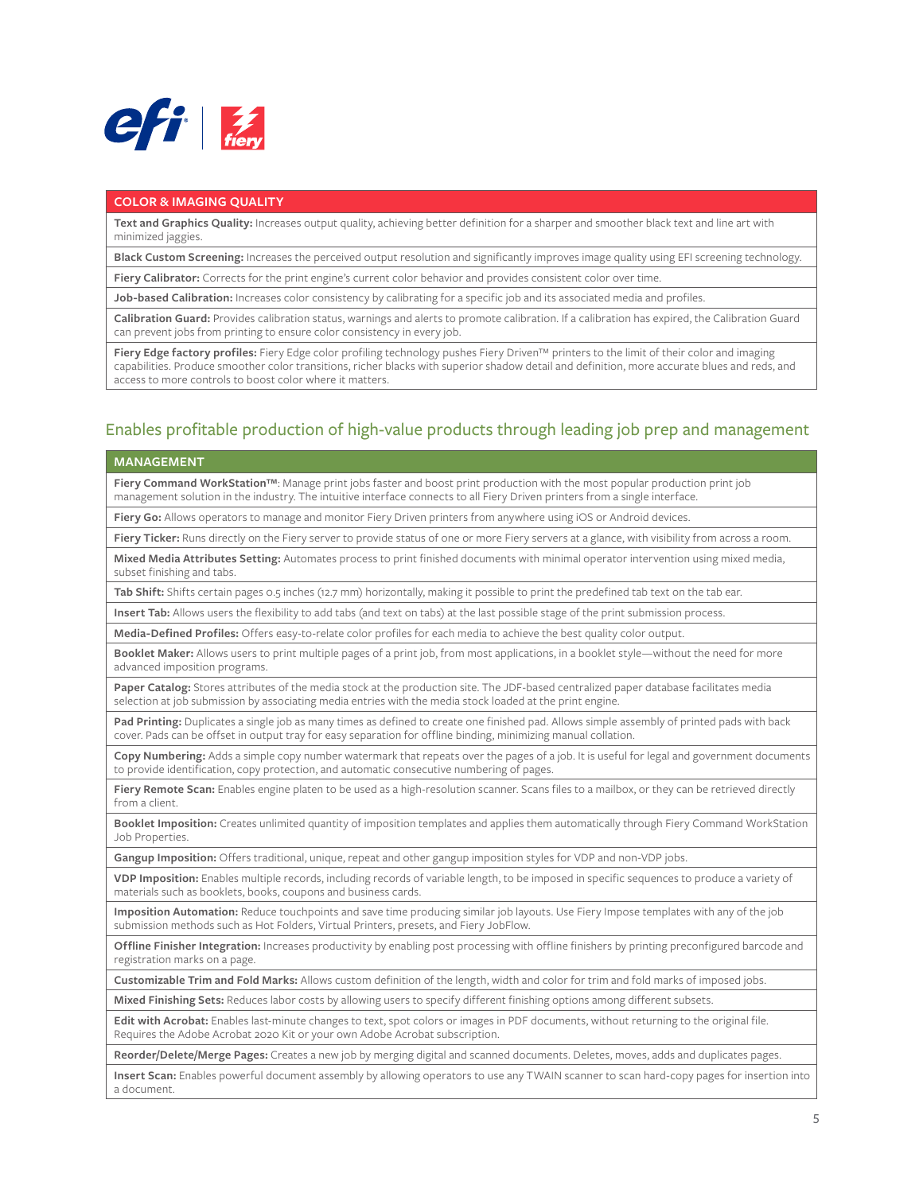| COLOR & IMAGING QUALITY |
|---|
| **Text and Graphics Quality:** Increases output quality, achieving better definition for a sharper and smoother black text and line art with minimized jaggies. |
| **Black Custom Screening:** Increases the perceived output resolution and significantly improves image quality using EFI screening technology. |
| **Fiery Calibrator:** Corrects for the print engine's current color behavior and provides consistent color over time. |
| **Job-based Calibration:** Increases color consistency by calibrating for a specific job and its associated media and profiles. |
| **Calibration Guard:** Provides calibration status, warnings and alerts to promote calibration. If a calibration has expired, the Calibration Guard can prevent jobs from printing to ensure color consistency in every job. |
| **Fiery Edge factory profiles:** Fiery Edge color profiling technology pushes Fiery Driven™ printers to the limit of their color and imaging capabilities. Produce smoother color transitions, richer blacks with superior shadow detail and definition, more accurate blues and reds, and access to more controls to boost color where it matters. |

## Enables profitable production of high-value products through leading job prep and management

| MANAGEMENT |
|---|
| **Fiery Command WorkStation™:** Manage print jobs faster and boost print production with the most popular production print job management solution in the industry. The intuitive interface connects to all Fiery Driven printers from a single interface. |
| **Fiery Go:** Allows operators to manage and monitor Fiery Driven printers from anywhere using iOS or Android devices. |
| **Fiery Ticker:** Runs directly on the Fiery server to provide status of one or more Fiery servers at a glance, with visibility from across a room. |
| **Mixed Media Attributes Setting:** Automates process to print finished documents with minimal operator intervention using mixed media, subset finishing and tabs. |
| **Tab Shift:** Shifts certain pages 0.5 inches (12.7 mm) horizontally, making it possible to print the predefined tab text on the tab ear. |
| **Insert Tab:** Allows users the flexibility to add tabs (and text on tabs) at the last possible stage of the print submission process. |
| **Media-Defined Profiles:** Offers easy-to-relate color profiles for each media to achieve the best quality color output. |
| **Booklet Maker:** Allows users to print multiple pages of a print job, from most applications, in a booklet style—without the need for more advanced imposition programs. |
| **Paper Catalog:** Stores attributes of the media stock at the production site. The JDF-based centralized paper database facilitates media selection at job submission by associating media entries with the media stock loaded at the print engine. |
| **Pad Printing:** Duplicates a single job as many times as defined to create one finished pad. Allows simple assembly of printed pads with back cover. Pads can be offset in output tray for easy separation for offline binding, minimizing manual collation. |
| **Copy Numbering:** Adds a simple copy number watermark that repeats over the pages of a job. It is useful for legal and government documents to provide identification, copy protection, and automatic consecutive numbering of pages. |
| **Fiery Remote Scan:** Enables engine platen to be used as a high-resolution scanner. Scans files to a mailbox, or they can be retrieved directly from a client. |
| **Booklet Imposition:** Creates unlimited quantity of imposition templates and applies them automatically through Fiery Command WorkStation Job Properties. |
| **Gangup Imposition:** Offers traditional, unique, repeat and other gangup imposition styles for VDP and non-VDP jobs. |
| **VDP Imposition:** Enables multiple records, including records of variable length, to be imposed in specific sequences to produce a variety of materials such as booklets, books, coupons and business cards. |
| **Imposition Automation:** Reduce touchpoints and save time producing similar job layouts. Use Fiery Impose templates with any of the job submission methods such as Hot Folders, Virtual Printers, presets, and Fiery JobFlow. |
| **Offline Finisher Integration:** Increases productivity by enabling post processing with offline finishers by printing preconfigured barcode and registration marks on a page. |
| **Customizable Trim and Fold Marks:** Allows custom definition of the length, width and color for trim and fold marks of imposed jobs. |
| **Mixed Finishing Sets:** Reduces labor costs by allowing users to specify different finishing options among different subsets. |
| **Edit with Acrobat:** Enables last-minute changes to text, spot colors or images in PDF documents, without returning to the original file. Requires the Adobe Acrobat 2020 Kit or your own Adobe Acrobat subscription. |
| **Reorder/Delete/Merge Pages:** Creates a new job by merging digital and scanned documents. Deletes, moves, adds and duplicates pages. |
| **Insert Scan:** Enables powerful document assembly by allowing operators to use any TWAIN scanner to scan hard-copy pages for insertion into a document. |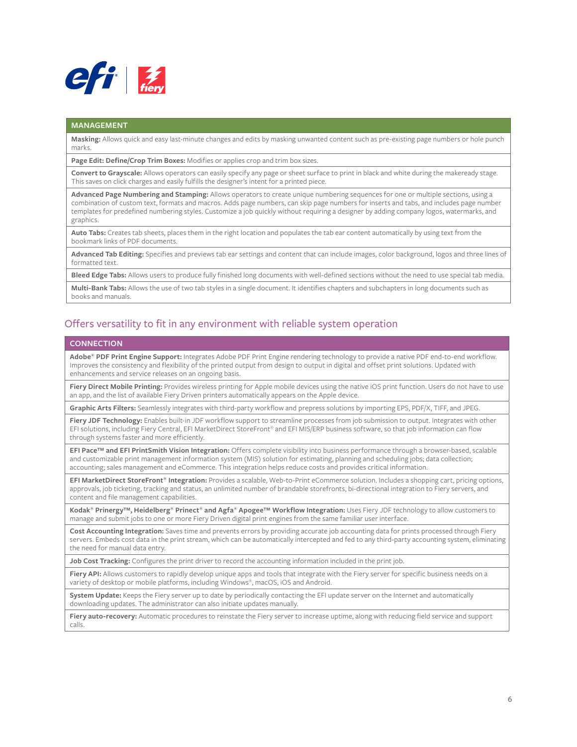| MANAGEMENT |
|---|
| **Masking:** Allows quick and easy last-minute changes and edits by masking unwanted content such as pre-existing page numbers or hole punch marks. |
| **Page Edit: Define/Crop Trim Boxes:** Modifies or applies crop and trim box sizes. |
| **Convert to Grayscale:** Allows operators can easily specify any page or sheet surface to print in black and white during the makeready stage. This saves on click charges and easily fulfills the designer's intent for a printed piece. |
| **Advanced Page Numbering and Stamping:** Allows operators to create unique numbering sequences for one or multiple sections, using a combination of custom text, formats and macros. Adds page numbers, can skip page numbers for inserts and tabs, and includes page number templates for predefined numbering styles. Customize a job quickly without requiring a designer by adding company logos, watermarks, and graphics. |
| **Auto Tabs:** Creates tab sheets, places them in the right location and populates the tab ear content automatically by using text from the bookmark links of PDF documents. |
| **Advanced Tab Editing:** Specifies and previews tab ear settings and content that can include images, color background, logos and three lines of formatted text. |
| **Bleed Edge Tabs:** Allows users to produce fully finished long documents with well-defined sections without the need to use special tab media. |
| **Multi-Bank Tabs:** Allows the use of two tab styles in a single document. It identifies chapters and subchapters in long documents such as books and manuals. |

## Offers versatility to fit in any environment with reliable system operation

| CONNECTION |
|---|
| **Adobe® PDF Print Engine Support:** Integrates Adobe PDF Print Engine rendering technology to provide a native PDF end-to-end workflow. Improves the consistency and flexibility of the printed output from design to output in digital and offset print solutions. Updated with enhancements and service releases on an ongoing basis. |
| **Fiery Direct Mobile Printing:** Provides wireless printing for Apple mobile devices using the native iOS print function. Users do not have to use an app, and the list of available Fiery Driven printers automatically appears on the Apple device. |
| **Graphic Arts Filters:** Seamlessly integrates with third-party workflow and prepress solutions by importing EPS, PDF/X, TIFF, and JPEG. |
| **Fiery JDF Technology:** Enables built-in JDF workflow support to streamline processes from job submission to output. Integrates with other EFI solutions, including Fiery Central, EFI MarketDirect StoreFront® and EFI MIS/ERP business software, so that job information can flow through systems faster and more efficiently. |
| **EFI Pace™ and EFI PrintSmith Vision Integration:** Offers complete visibility into business performance through a browser-based, scalable and customizable print management information system (MIS) solution for estimating, planning and scheduling jobs; data collection; accounting; sales management and eCommerce. This integration helps reduce costs and provides critical information. |
| **EFI MarketDirect StoreFront® Integration:** Provides a scalable, Web-to-Print eCommerce solution. Includes a shopping cart, pricing options, approvals, job ticketing, tracking and status, an unlimited number of brandable storefronts, bi-directional integration to Fiery servers, and content and file management capabilities. |
| **Kodak® Prinergy™, Heidelberg® Prinect® and Agfa® Apogee™ Workflow Integration:** Uses Fiery JDF technology to allow customers to manage and submit jobs to one or more Fiery Driven digital print engines from the same familiar user interface. |
| **Cost Accounting Integration:** Saves time and prevents errors by providing accurate job accounting data for prints processed through Fiery servers. Embeds cost data in the print stream, which can be automatically intercepted and fed to any third-party accounting system, eliminating the need for manual data entry. |
| **Job Cost Tracking:** Configures the print driver to record the accounting information included in the print job. |
| **Fiery API:** Allows customers to rapidly develop unique apps and tools that integrate with the Fiery server for specific business needs on a variety of desktop or mobile platforms, including Windows®, macOS, iOS and Android. |
| **System Update:** Keeps the Fiery server up to date by periodically contacting the EFI update server on the Internet and automatically downloading updates. The administrator can also initiate updates manually. |
| **Fiery auto-recovery:** Automatic procedures to reinstate the Fiery server to increase uptime, along with reducing field service and support calls. |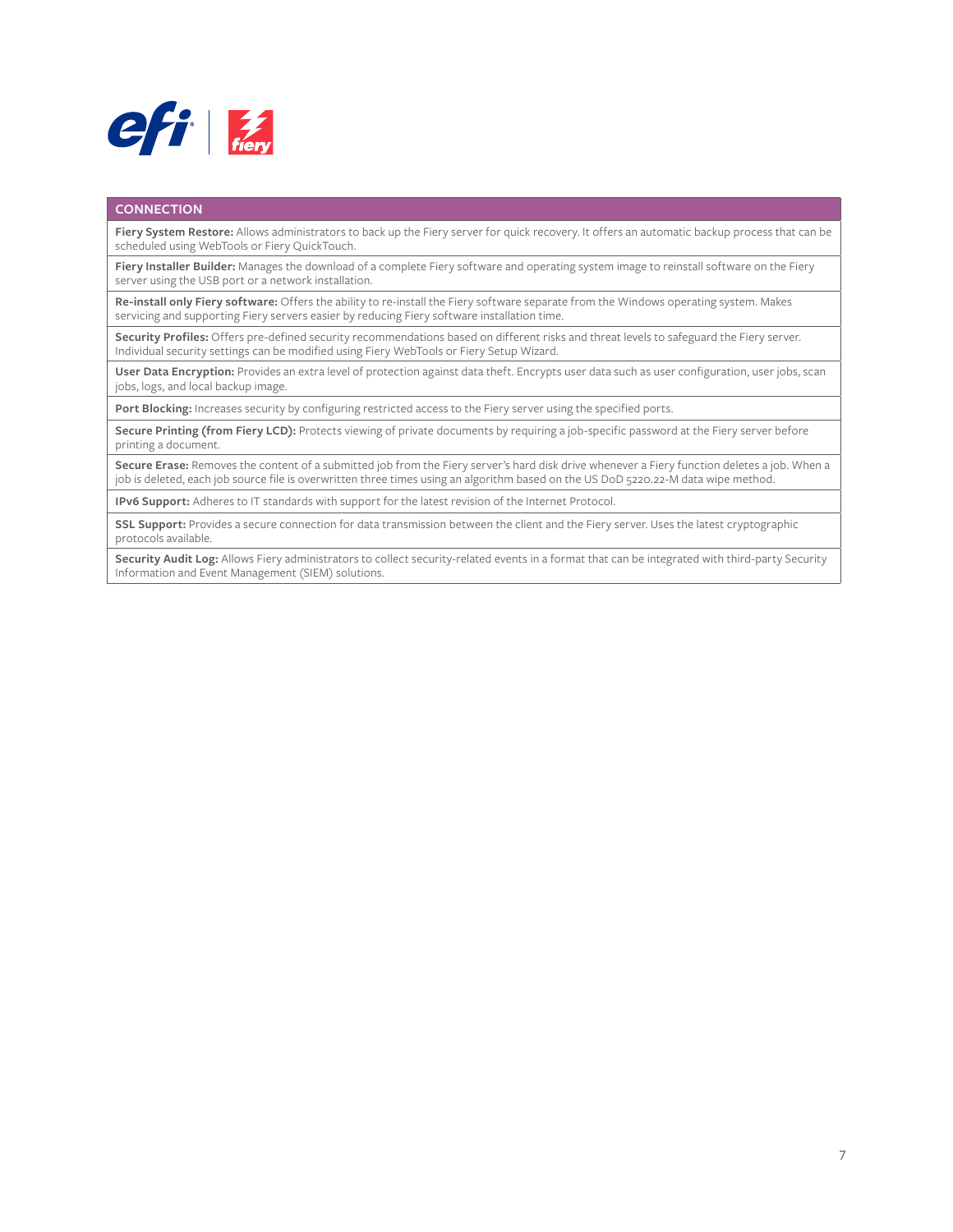| CONNECTION |
| --- |
| **Fiery System Restore:** Allows administrators to back up the Fiery server for quick recovery. It offers an automatic backup process that can be scheduled using WebTools or Fiery QuickTouch. |
| **Fiery Installer Builder:** Manages the download of a complete Fiery software and operating system image to reinstall software on the Fiery server using the USB port or a network installation. |
| **Re-install only Fiery software:** Offers the ability to re-install the Fiery software separate from the Windows operating system. Makes servicing and supporting Fiery servers easier by reducing Fiery software installation time. |
| **Security Profiles:** Offers pre-defined security recommendations based on different risks and threat levels to safeguard the Fiery server. Individual security settings can be modified using Fiery WebTools or Fiery Setup Wizard. |
| **User Data Encryption:** Provides an extra level of protection against data theft. Encrypts user data such as user configuration, user jobs, scan jobs, logs, and local backup image. |
| **Port Blocking:** Increases security by configuring restricted access to the Fiery server using the specified ports. |
| **Secure Printing (from Fiery LCD):** Protects viewing of private documents by requiring a job-specific password at the Fiery server before printing a document. |
| **Secure Erase:** Removes the content of a submitted job from the Fiery server's hard disk drive whenever a Fiery function deletes a job. When a job is deleted, each job source file is overwritten three times using an algorithm based on the US DoD 5220.22-M data wipe method. |
| **IPv6 Support:** Adheres to IT standards with support for the latest revision of the Internet Protocol. |
| **SSL Support:** Provides a secure connection for data transmission between the client and the Fiery server. Uses the latest cryptographic protocols available. |
| **Security Audit Log:** Allows Fiery administrators to collect security-related events in a format that can be integrated with third-party Security Information and Event Management (SIEM) solutions. |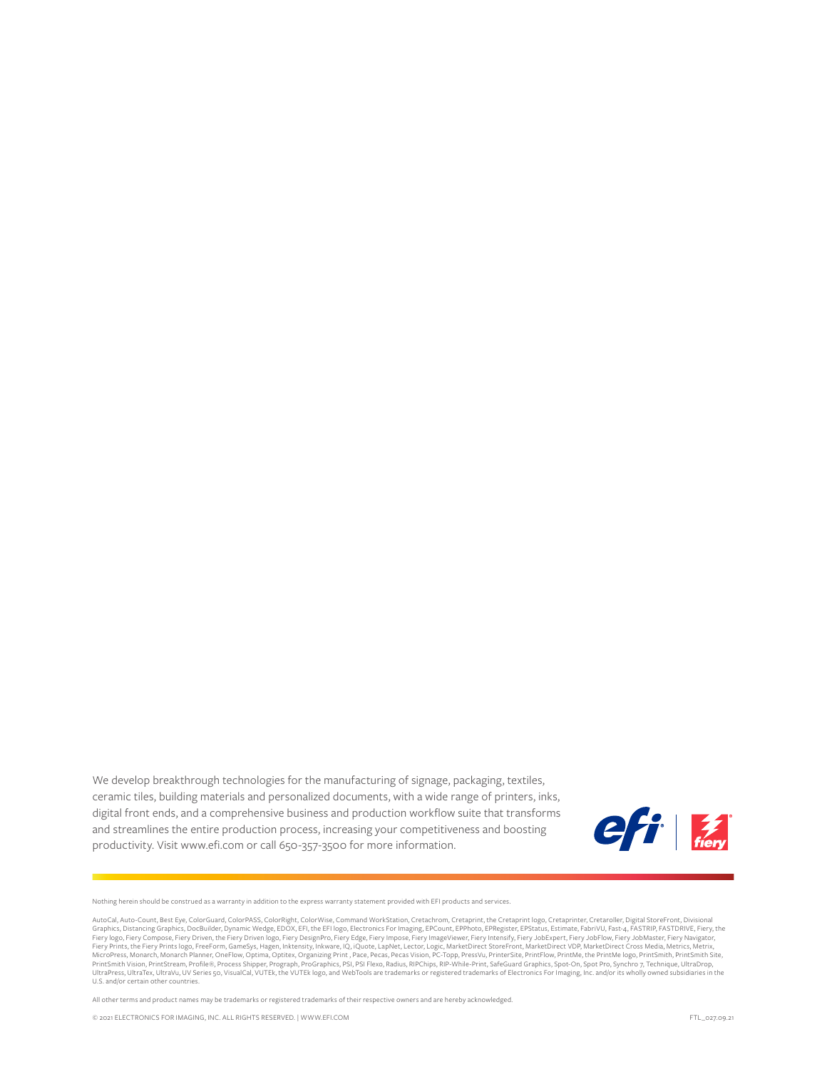We develop breakthrough technologies for the manufacturing of signage, packaging, textiles, ceramic tiles, building materials and personalized documents, with a wide range of printers, inks, digital front ends, and a comprehensive business and production workflow suite that transforms and streamlines the entire production process, increasing your competitiveness and boosting productivity. Visit www.efi.com or call 650-357-3500 for more information.

Nothing herein should be construed as a warranty in addition to the express warranty statement provided with EFI products and services.

AutoCal, Auto-Count, Best Eye, ColorGuard, ColorPASS, ColorRight, ColorWise, Command WorkStation, Cretachrom, Cretaprint, the Cretaprint logo, Cretaprinter, Cretaroller, Digital StoreFront, Divisional Graphics, Distancing Graphics, DocBuilder, Dynamic Wedge, EDOX, EFI, the EFI logo, Electronics For Imaging, EPCount, EPPhoto, EPRegister, EPStatus, Estimate, FabriVU, Fast-4, FASTRIP, FASTDRIVE, Fiery, the Fiery logo, Fiery Compose, Fiery Driven, the Fiery Driven logo, Fiery DesignPro, Fiery Edge, Fiery Impose, Fiery ImageViewer, Fiery Intensify, Fiery JobExpert, Fiery JobFlow, Fiery JobMaster, Fiery Navigator, Fiery Prints, the Fiery Prints logo, FreeForm, GameSys, Hagen, Inktensity, Inkware, IQ, iQuote, LapNet, Lector, Logic, MarketDirect StoreFront, MarketDirect VDP, MarketDirect Cross Media, Metrics, Metrix, MicroPress, Monarch, Monarch Planner, OneFlow, Optima, Optitex, Organizing Print , Pace, Pecas, Pecas Vision, PC-Topp, PressVu, PrinterSite, PrintFlow, PrintMe, the PrintMe logo, PrintSmith, PrintSmith Site, PrintSmith Vision, PrintStream, Profile®, Process Shipper, Prograph, ProGraphics, PSI, PSI Flexo, Radius, RIPChips, RIP-While-Print, SafeGuard Graphics, Spot-On, Spot Pro, Synchro 7, Technique, UltraDrop, UltraPress, UltraTex, UltraVu, UV Series 50, VisualCal, VUTEk, the VUTEk logo, and WebTools are trademarks or registered trademarks of Electronics For Imaging, Inc. and/or its wholly owned subsidiaries in the U.S. and/or certain other countries.

All other terms and product names may be trademarks or registered trademarks of their respective owners and are hereby acknowledged.

© 2021 ELECTRONICS FOR IMAGING, INC. ALL RIGHTS RESERVED. | WWW.EFI.COM

FTL_027.09.21